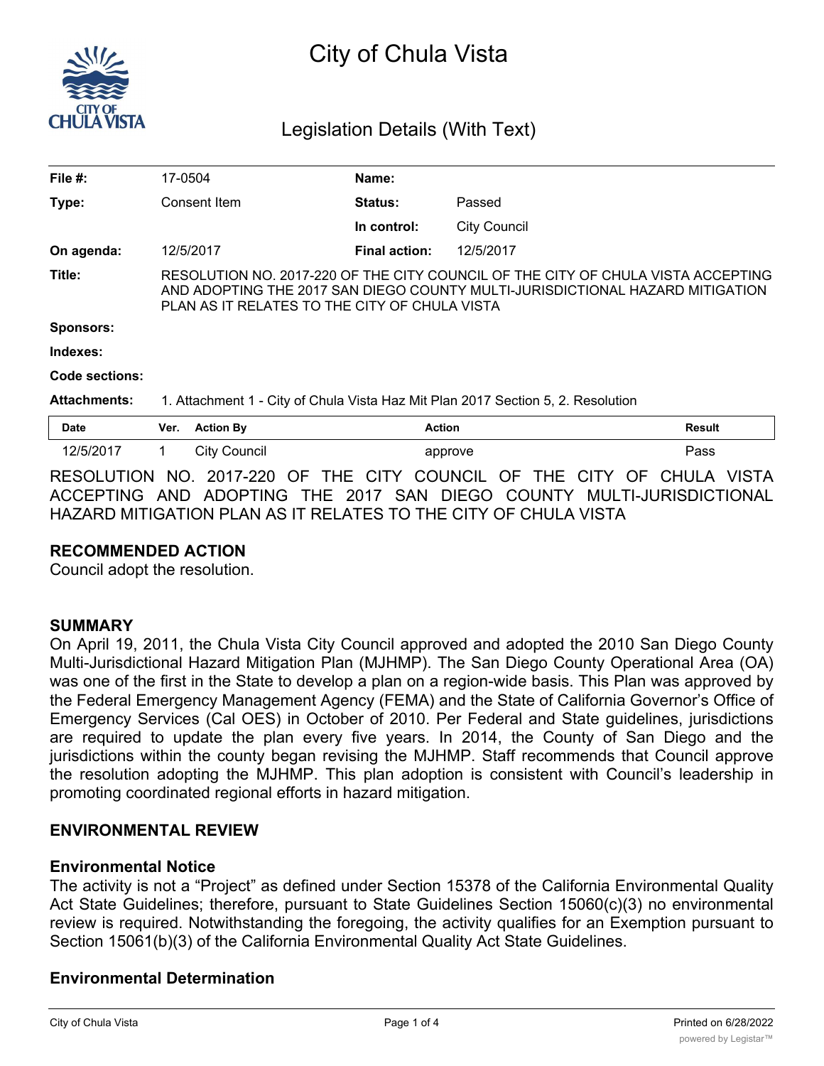# City of Chula Vista

## Legislation Details (With Text)

| | | | |
|---|---|---|---|
| **File #:** | 17-0504 | **Name:** | |
| **Type:** | Consent Item | **Status:** | Passed |
| | | **In control:** | City Council |
| **On agenda:** | 12/5/2017 | **Final action:** | 12/5/2017 |

**Title:** RESOLUTION NO. 2017-220 OF THE CITY COUNCIL OF THE CITY OF CHULA VISTA ACCEPTING AND ADOPTING THE 2017 SAN DIEGO COUNTY MULTI-JURISDICTIONAL HAZARD MITIGATION PLAN AS IT RELATES TO THE CITY OF CHULA VISTA

**Sponsors:**

**Indexes:**

**Code sections:**

**Attachments:** 1. Attachment 1 - City of Chula Vista Haz Mit Plan 2017 Section 5, 2. Resolution

| Date | Ver. | Action By | Action | Result |
|---|---|---|---|---|
| 12/5/2017 | 1 | City Council | approve | Pass |

RESOLUTION NO. 2017-220 OF THE CITY COUNCIL OF THE CITY OF CHULA VISTA ACCEPTING AND ADOPTING THE 2017 SAN DIEGO COUNTY MULTI-JURISDICTIONAL HAZARD MITIGATION PLAN AS IT RELATES TO THE CITY OF CHULA VISTA

### RECOMMENDED ACTION

Council adopt the resolution.

### SUMMARY

On April 19, 2011, the Chula Vista City Council approved and adopted the 2010 San Diego County Multi-Jurisdictional Hazard Mitigation Plan (MJHMP). The San Diego County Operational Area (OA) was one of the first in the State to develop a plan on a region-wide basis. This Plan was approved by the Federal Emergency Management Agency (FEMA) and the State of California Governor's Office of Emergency Services (Cal OES) in October of 2010. Per Federal and State guidelines, jurisdictions are required to update the plan every five years. In 2014, the County of San Diego and the jurisdictions within the county began revising the MJHMP. Staff recommends that Council approve the resolution adopting the MJHMP. This plan adoption is consistent with Council's leadership in promoting coordinated regional efforts in hazard mitigation.

### ENVIRONMENTAL REVIEW

#### Environmental Notice

The activity is not a "Project" as defined under Section 15378 of the California Environmental Quality Act State Guidelines; therefore, pursuant to State Guidelines Section 15060(c)(3) no environmental review is required. Notwithstanding the foregoing, the activity qualifies for an Exemption pursuant to Section 15061(b)(3) of the California Environmental Quality Act State Guidelines.

#### Environmental Determination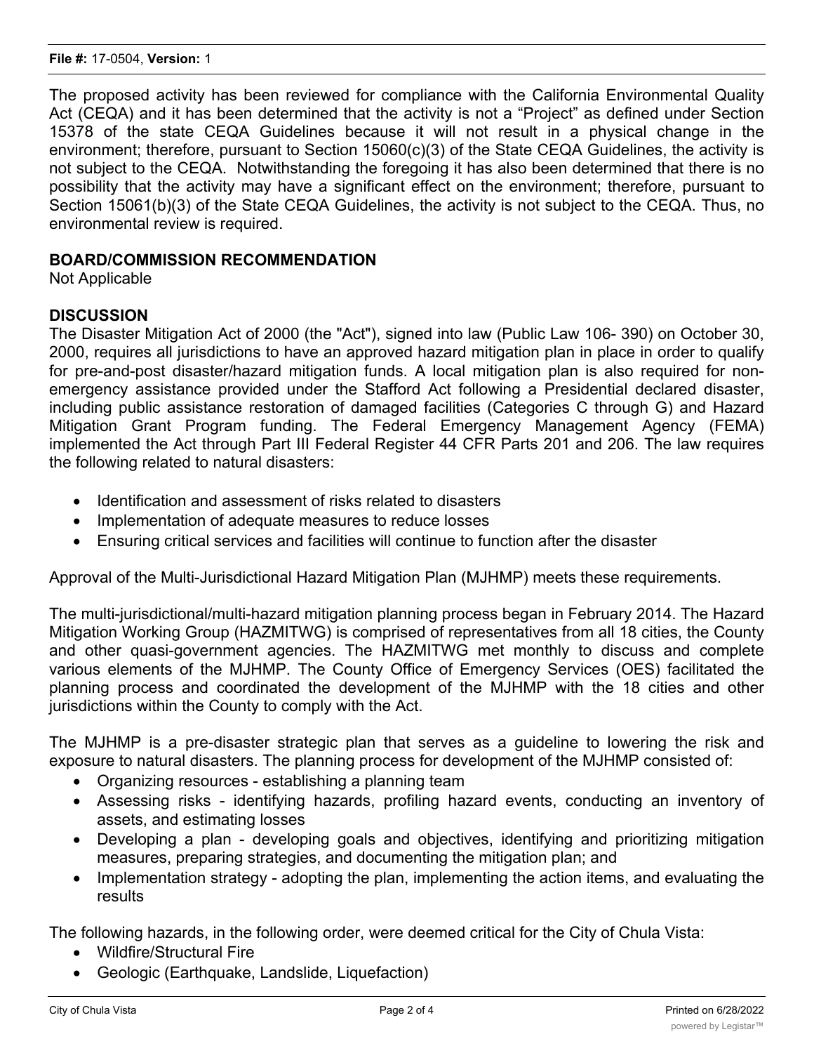The proposed activity has been reviewed for compliance with the California Environmental Quality Act (CEQA) and it has been determined that the activity is not a “Project” as defined under Section 15378 of the state CEQA Guidelines because it will not result in a physical change in the environment; therefore, pursuant to Section 15060(c)(3) of the State CEQA Guidelines, the activity is not subject to the CEQA. Notwithstanding the foregoing it has also been determined that there is no possibility that the activity may have a significant effect on the environment; therefore, pursuant to Section 15061(b)(3) of the State CEQA Guidelines, the activity is not subject to the CEQA. Thus, no environmental review is required.

**BOARD/COMMISSION RECOMMENDATION**

Not Applicable

**DISCUSSION**

The Disaster Mitigation Act of 2000 (the "Act"), signed into law (Public Law 106- 390) on October 30, 2000, requires all jurisdictions to have an approved hazard mitigation plan in place in order to qualify for pre-and-post disaster/hazard mitigation funds. A local mitigation plan is also required for non-emergency assistance provided under the Stafford Act following a Presidential declared disaster, including public assistance restoration of damaged facilities (Categories C through G) and Hazard Mitigation Grant Program funding. The Federal Emergency Management Agency (FEMA) implemented the Act through Part III Federal Register 44 CFR Parts 201 and 206. The law requires the following related to natural disasters:

- Identification and assessment of risks related to disasters
- Implementation of adequate measures to reduce losses
- Ensuring critical services and facilities will continue to function after the disaster

Approval of the Multi-Jurisdictional Hazard Mitigation Plan (MJHMP) meets these requirements.

The multi-jurisdictional/multi-hazard mitigation planning process began in February 2014. The Hazard Mitigation Working Group (HAZMITWG) is comprised of representatives from all 18 cities, the County and other quasi-government agencies. The HAZMITWG met monthly to discuss and complete various elements of the MJHMP. The County Office of Emergency Services (OES) facilitated the planning process and coordinated the development of the MJHMP with the 18 cities and other jurisdictions within the County to comply with the Act.

The MJHMP is a pre-disaster strategic plan that serves as a guideline to lowering the risk and exposure to natural disasters. The planning process for development of the MJHMP consisted of:

- Organizing resources - establishing a planning team
- Assessing risks - identifying hazards, profiling hazard events, conducting an inventory of assets, and estimating losses
- Developing a plan - developing goals and objectives, identifying and prioritizing mitigation measures, preparing strategies, and documenting the mitigation plan; and
- Implementation strategy - adopting the plan, implementing the action items, and evaluating the results

The following hazards, in the following order, were deemed critical for the City of Chula Vista:

- Wildfire/Structural Fire
- Geologic (Earthquake, Landslide, Liquefaction)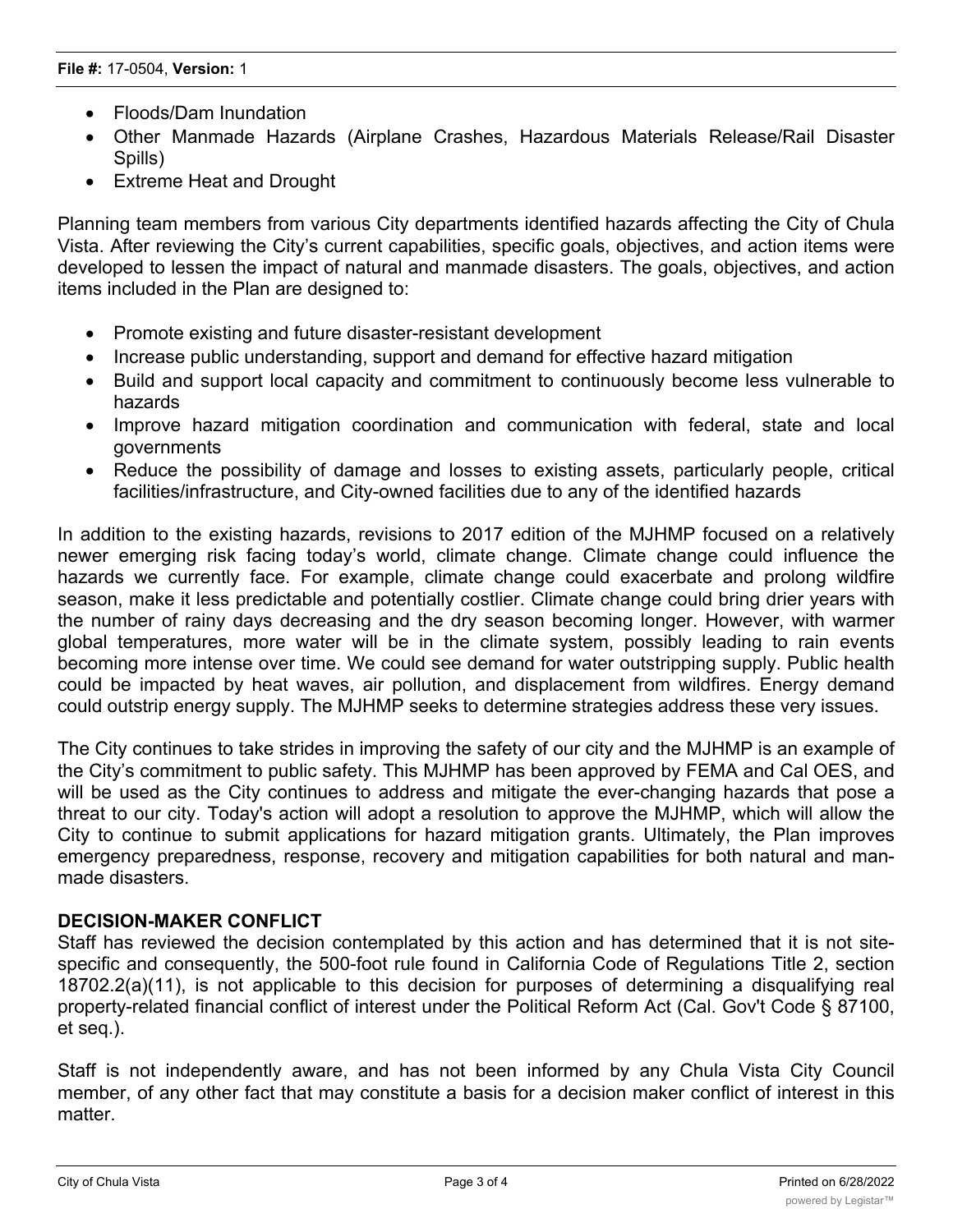- Floods/Dam Inundation
- Other Manmade Hazards (Airplane Crashes, Hazardous Materials Release/Rail Disaster Spills)
- Extreme Heat and Drought

Planning team members from various City departments identified hazards affecting the City of Chula Vista. After reviewing the City's current capabilities, specific goals, objectives, and action items were developed to lessen the impact of natural and manmade disasters. The goals, objectives, and action items included in the Plan are designed to:

- Promote existing and future disaster-resistant development
- Increase public understanding, support and demand for effective hazard mitigation
- Build and support local capacity and commitment to continuously become less vulnerable to hazards
- Improve hazard mitigation coordination and communication with federal, state and local governments
- Reduce the possibility of damage and losses to existing assets, particularly people, critical facilities/infrastructure, and City-owned facilities due to any of the identified hazards

In addition to the existing hazards, revisions to 2017 edition of the MJHMP focused on a relatively newer emerging risk facing today's world, climate change. Climate change could influence the hazards we currently face. For example, climate change could exacerbate and prolong wildfire season, make it less predictable and potentially costlier. Climate change could bring drier years with the number of rainy days decreasing and the dry season becoming longer. However, with warmer global temperatures, more water will be in the climate system, possibly leading to rain events becoming more intense over time. We could see demand for water outstripping supply. Public health could be impacted by heat waves, air pollution, and displacement from wildfires. Energy demand could outstrip energy supply. The MJHMP seeks to determine strategies address these very issues.

The City continues to take strides in improving the safety of our city and the MJHMP is an example of the City's commitment to public safety. This MJHMP has been approved by FEMA and Cal OES, and will be used as the City continues to address and mitigate the ever-changing hazards that pose a threat to our city. Today's action will adopt a resolution to approve the MJHMP, which will allow the City to continue to submit applications for hazard mitigation grants. Ultimately, the Plan improves emergency preparedness, response, recovery and mitigation capabilities for both natural and man-made disasters.

**DECISION-MAKER CONFLICT**

Staff has reviewed the decision contemplated by this action and has determined that it is not site-specific and consequently, the 500-foot rule found in California Code of Regulations Title 2, section 18702.2(a)(11), is not applicable to this decision for purposes of determining a disqualifying real property-related financial conflict of interest under the Political Reform Act (Cal. Gov't Code § 87100, et seq.).

Staff is not independently aware, and has not been informed by any Chula Vista City Council member, of any other fact that may constitute a basis for a decision maker conflict of interest in this matter.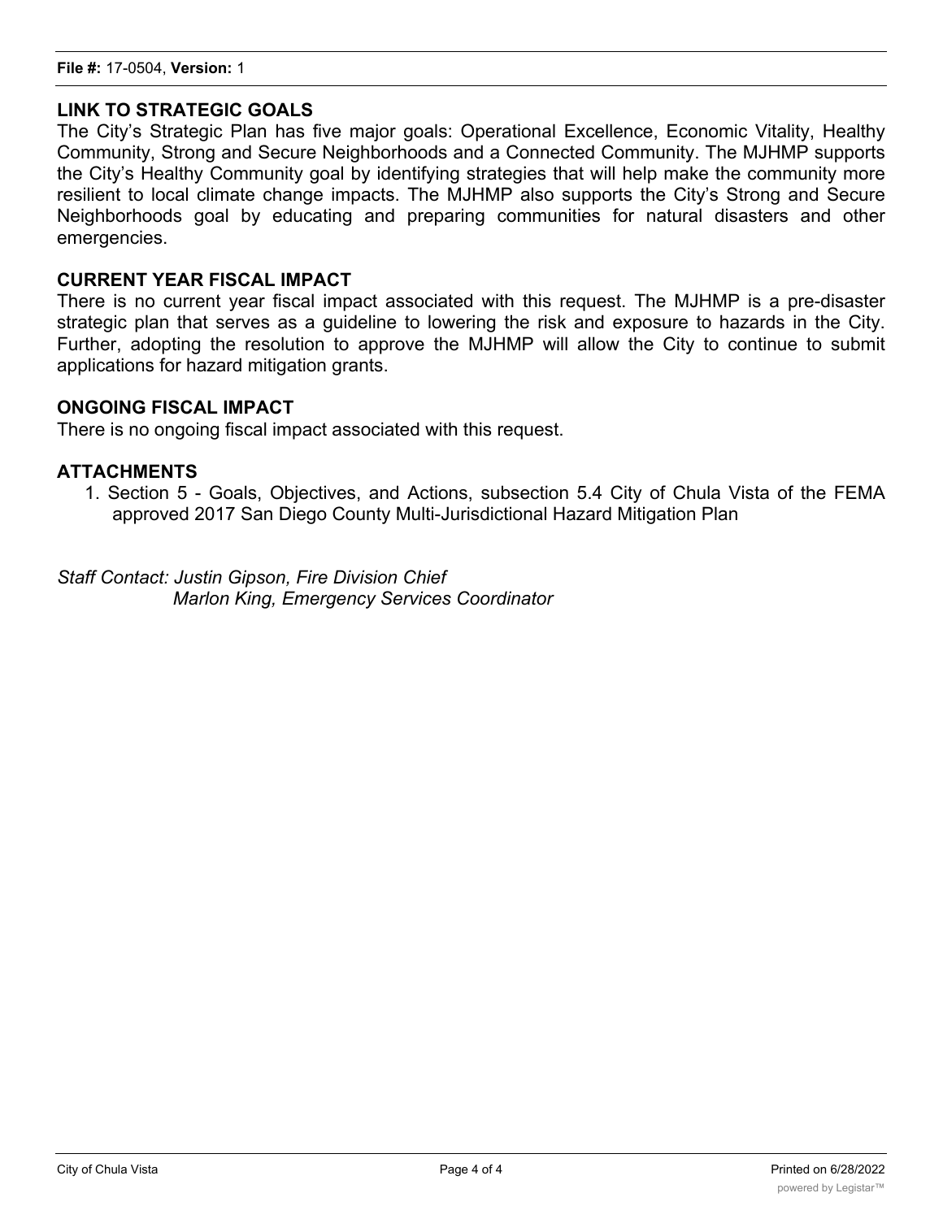## LINK TO STRATEGIC GOALS

The City's Strategic Plan has five major goals: Operational Excellence, Economic Vitality, Healthy Community, Strong and Secure Neighborhoods and a Connected Community. The MJHMP supports the City's Healthy Community goal by identifying strategies that will help make the community more resilient to local climate change impacts. The MJHMP also supports the City's Strong and Secure Neighborhoods goal by educating and preparing communities for natural disasters and other emergencies.

## CURRENT YEAR FISCAL IMPACT

There is no current year fiscal impact associated with this request. The MJHMP is a pre-disaster strategic plan that serves as a guideline to lowering the risk and exposure to hazards in the City. Further, adopting the resolution to approve the MJHMP will allow the City to continue to submit applications for hazard mitigation grants.

## ONGOING FISCAL IMPACT

There is no ongoing fiscal impact associated with this request.

## ATTACHMENTS

1. Section 5 - Goals, Objectives, and Actions, subsection 5.4 City of Chula Vista of the FEMA approved 2017 San Diego County Multi-Jurisdictional Hazard Mitigation Plan

*Staff Contact: Justin Gipson, Fire Division Chief*
*Marlon King, Emergency Services Coordinator*